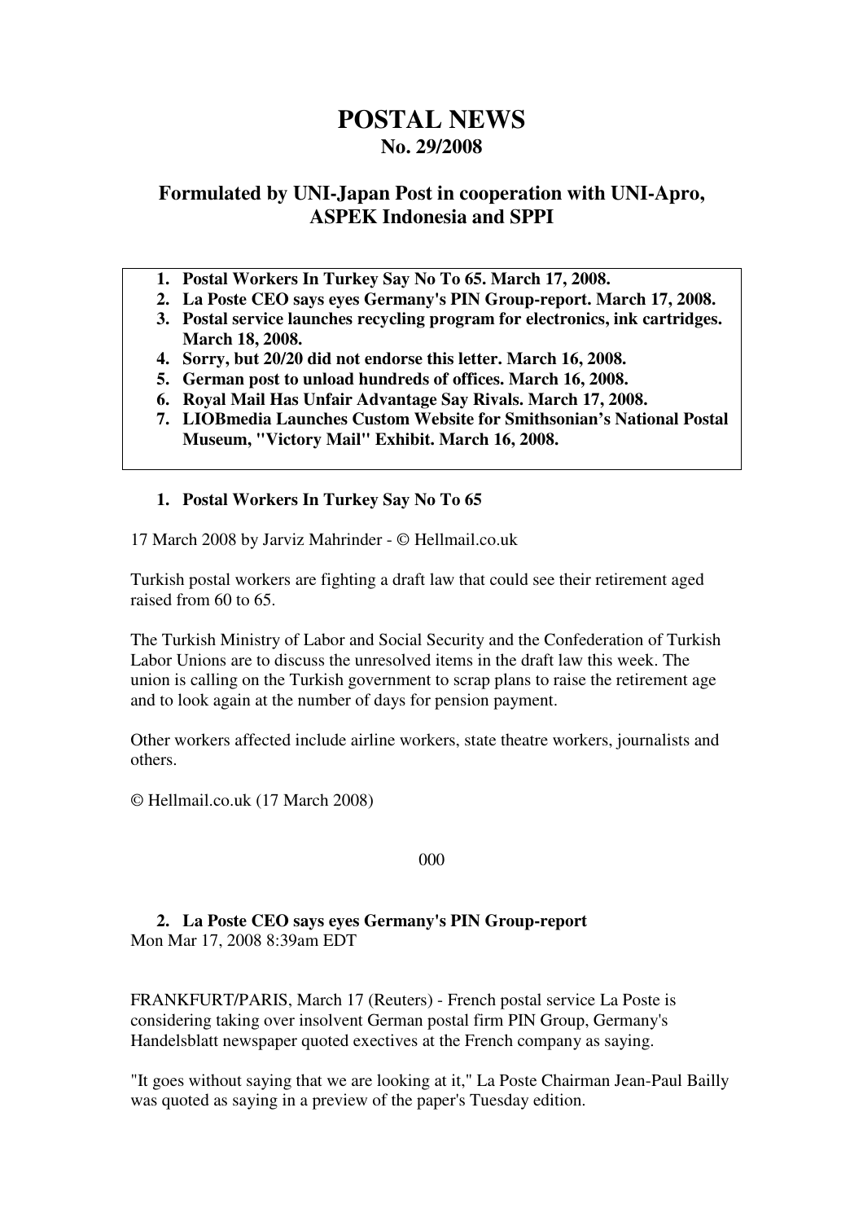# POSTAL NEWS

## No. 29/2008

### Formulated by UNI-Japan Post in cooperation with UNI-Apro, ASPEK Indonesia and SPPI

1. **Postal Workers In Turkey Say No To 65. March 17, 2008.**
2. **La Poste CEO says eyes Germany's PIN Group-report. March 17, 2008.**
3. **Postal service launches recycling program for electronics, ink cartridges. March 18, 2008.**
4. **Sorry, but 20/20 did not endorse this letter. March 16, 2008.**
5. **German post to unload hundreds of offices. March 16, 2008.**
6. **Royal Mail Has Unfair Advantage Say Rivals. March 17, 2008.**
7. **LIOBmedia Launches Custom Website for Smithsonian's National Postal Museum, "Victory Mail" Exhibit. March 16, 2008.**

### 1. Postal Workers In Turkey Say No To 65

17 March 2008 by Jarviz Mahrinder - © Hellmail.co.uk

Turkish postal workers are fighting a draft law that could see their retirement aged raised from 60 to 65.

The Turkish Ministry of Labor and Social Security and the Confederation of Turkish Labor Unions are to discuss the unresolved items in the draft law this week. The union is calling on the Turkish government to scrap plans to raise the retirement age and to look again at the number of days for pension payment.

Other workers affected include airline workers, state theatre workers, journalists and others.

© Hellmail.co.uk (17 March 2008)

000

### 2. La Poste CEO says eyes Germany's PIN Group-report

Mon Mar 17, 2008 8:39am EDT

FRANKFURT/PARIS, March 17 (Reuters) - French postal service La Poste is considering taking over insolvent German postal firm PIN Group, Germany's Handelsblatt newspaper quoted exectives at the French company as saying.

"It goes without saying that we are looking at it," La Poste Chairman Jean-Paul Bailly was quoted as saying in a preview of the paper's Tuesday edition.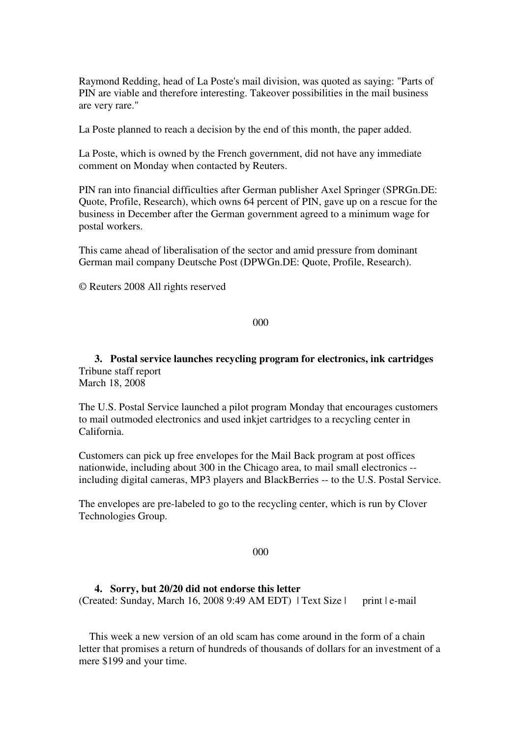Raymond Redding, head of La Poste's mail division, was quoted as saying: "Parts of PIN are viable and therefore interesting. Takeover possibilities in the mail business are very rare."

La Poste planned to reach a decision by the end of this month, the paper added.

La Poste, which is owned by the French government, did not have any immediate comment on Monday when contacted by Reuters.

PIN ran into financial difficulties after German publisher Axel Springer (SPRGn.DE: Quote, Profile, Research), which owns 64 percent of PIN, gave up on a rescue for the business in December after the German government agreed to a minimum wage for postal workers.

This came ahead of liberalisation of the sector and amid pressure from dominant German mail company Deutsche Post (DPWGn.DE: Quote, Profile, Research).

© Reuters 2008 All rights reserved

000

### 3. Postal service launches recycling program for electronics, ink cartridges

Tribune staff report
March 18, 2008

The U.S. Postal Service launched a pilot program Monday that encourages customers to mail outmoded electronics and used inkjet cartridges to a recycling center in California.

Customers can pick up free envelopes for the Mail Back program at post offices nationwide, including about 300 in the Chicago area, to mail small electronics -- including digital cameras, MP3 players and BlackBerries -- to the U.S. Postal Service.

The envelopes are pre-labeled to go to the recycling center, which is run by Clover Technologies Group.

000

### 4. Sorry, but 20/20 did not endorse this letter

(Created: Sunday, March 16, 2008 9:49 AM EDT) | Text Size | print | e-mail

This week a new version of an old scam has come around in the form of a chain letter that promises a return of hundreds of thousands of dollars for an investment of a mere $199 and your time.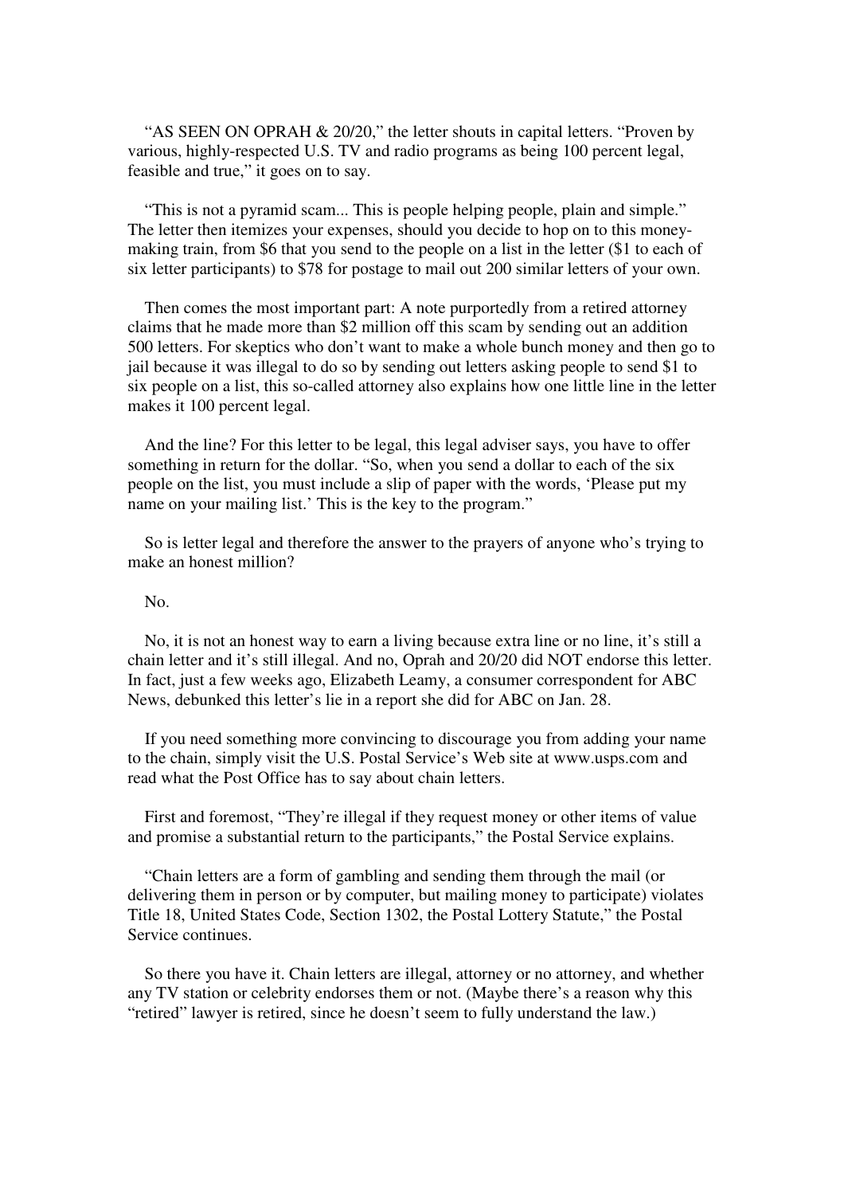"AS SEEN ON OPRAH & 20/20," the letter shouts in capital letters. "Proven by various, highly-respected U.S. TV and radio programs as being 100 percent legal, feasible and true," it goes on to say.

"This is not a pyramid scam... This is people helping people, plain and simple." The letter then itemizes your expenses, should you decide to hop on to this money-making train, from $6 that you send to the people on a list in the letter ($1 to each of six letter participants) to $78 for postage to mail out 200 similar letters of your own.

Then comes the most important part: A note purportedly from a retired attorney claims that he made more than $2 million off this scam by sending out an addition 500 letters. For skeptics who don't want to make a whole bunch money and then go to jail because it was illegal to do so by sending out letters asking people to send $1 to six people on a list, this so-called attorney also explains how one little line in the letter makes it 100 percent legal.

And the line? For this letter to be legal, this legal adviser says, you have to offer something in return for the dollar. "So, when you send a dollar to each of the six people on the list, you must include a slip of paper with the words, 'Please put my name on your mailing list.' This is the key to the program."

So is letter legal and therefore the answer to the prayers of anyone who's trying to make an honest million?

No.

No, it is not an honest way to earn a living because extra line or no line, it's still a chain letter and it's still illegal. And no, Oprah and 20/20 did NOT endorse this letter. In fact, just a few weeks ago, Elizabeth Leamy, a consumer correspondent for ABC News, debunked this letter's lie in a report she did for ABC on Jan. 28.

If you need something more convincing to discourage you from adding your name to the chain, simply visit the U.S. Postal Service's Web site at www.usps.com and read what the Post Office has to say about chain letters.

First and foremost, "They're illegal if they request money or other items of value and promise a substantial return to the participants," the Postal Service explains.

"Chain letters are a form of gambling and sending them through the mail (or delivering them in person or by computer, but mailing money to participate) violates Title 18, United States Code, Section 1302, the Postal Lottery Statute," the Postal Service continues.

So there you have it. Chain letters are illegal, attorney or no attorney, and whether any TV station or celebrity endorses them or not. (Maybe there's a reason why this "retired" lawyer is retired, since he doesn't seem to fully understand the law.)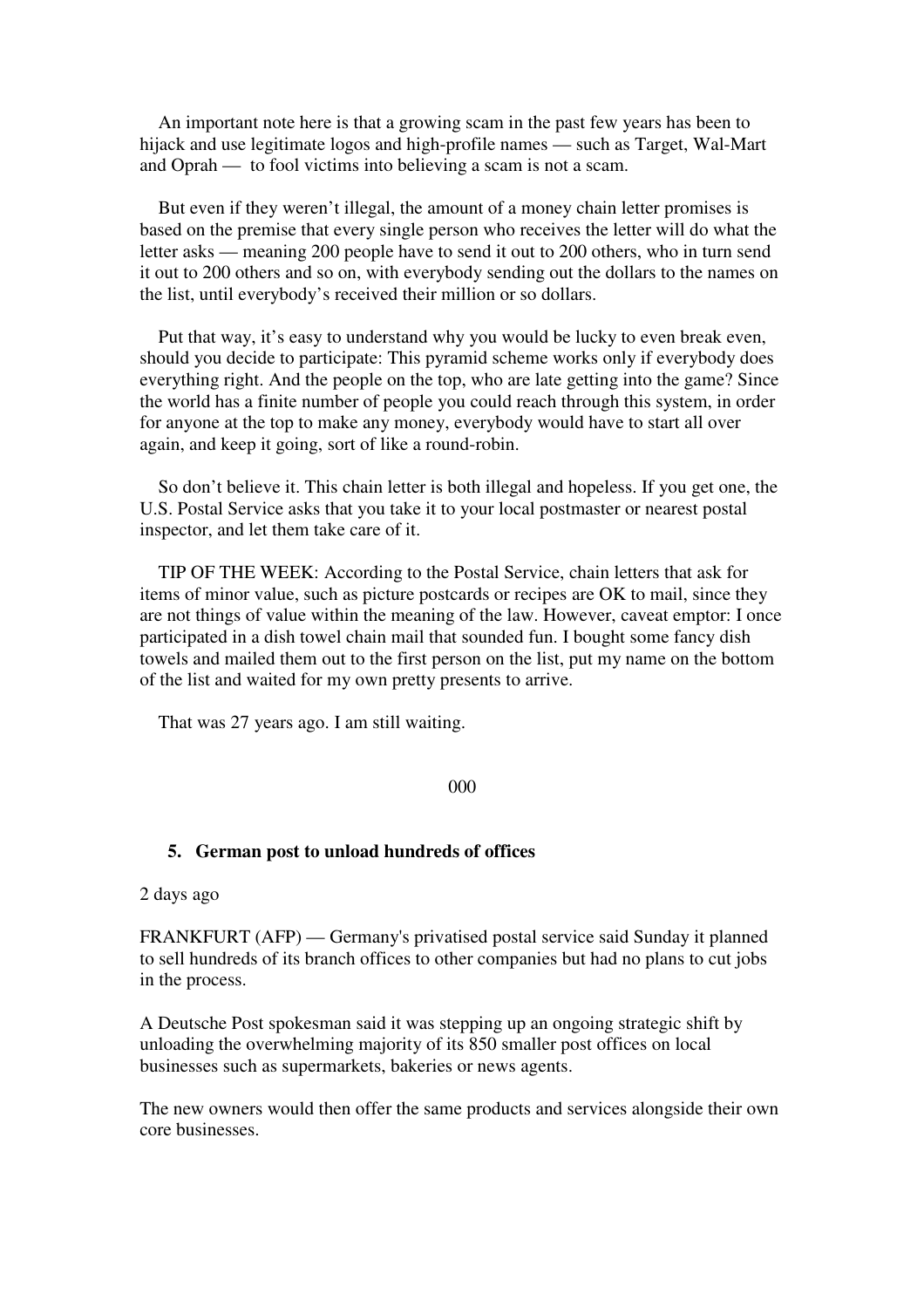An important note here is that a growing scam in the past few years has been to hijack and use legitimate logos and high-profile names — such as Target, Wal-Mart and Oprah — to fool victims into believing a scam is not a scam.

But even if they weren't illegal, the amount of a money chain letter promises is based on the premise that every single person who receives the letter will do what the letter asks — meaning 200 people have to send it out to 200 others, who in turn send it out to 200 others and so on, with everybody sending out the dollars to the names on the list, until everybody's received their million or so dollars.

Put that way, it's easy to understand why you would be lucky to even break even, should you decide to participate: This pyramid scheme works only if everybody does everything right. And the people on the top, who are late getting into the game? Since the world has a finite number of people you could reach through this system, in order for anyone at the top to make any money, everybody would have to start all over again, and keep it going, sort of like a round-robin.

So don't believe it. This chain letter is both illegal and hopeless. If you get one, the U.S. Postal Service asks that you take it to your local postmaster or nearest postal inspector, and let them take care of it.

TIP OF THE WEEK: According to the Postal Service, chain letters that ask for items of minor value, such as picture postcards or recipes are OK to mail, since they are not things of value within the meaning of the law. However, caveat emptor: I once participated in a dish towel chain mail that sounded fun. I bought some fancy dish towels and mailed them out to the first person on the list, put my name on the bottom of the list and waited for my own pretty presents to arrive.

That was 27 years ago. I am still waiting.

000

### 5. German post to unload hundreds of offices

2 days ago

FRANKFURT (AFP) — Germany's privatised postal service said Sunday it planned to sell hundreds of its branch offices to other companies but had no plans to cut jobs in the process.

A Deutsche Post spokesman said it was stepping up an ongoing strategic shift by unloading the overwhelming majority of its 850 smaller post offices on local businesses such as supermarkets, bakeries or news agents.

The new owners would then offer the same products and services alongside their own core businesses.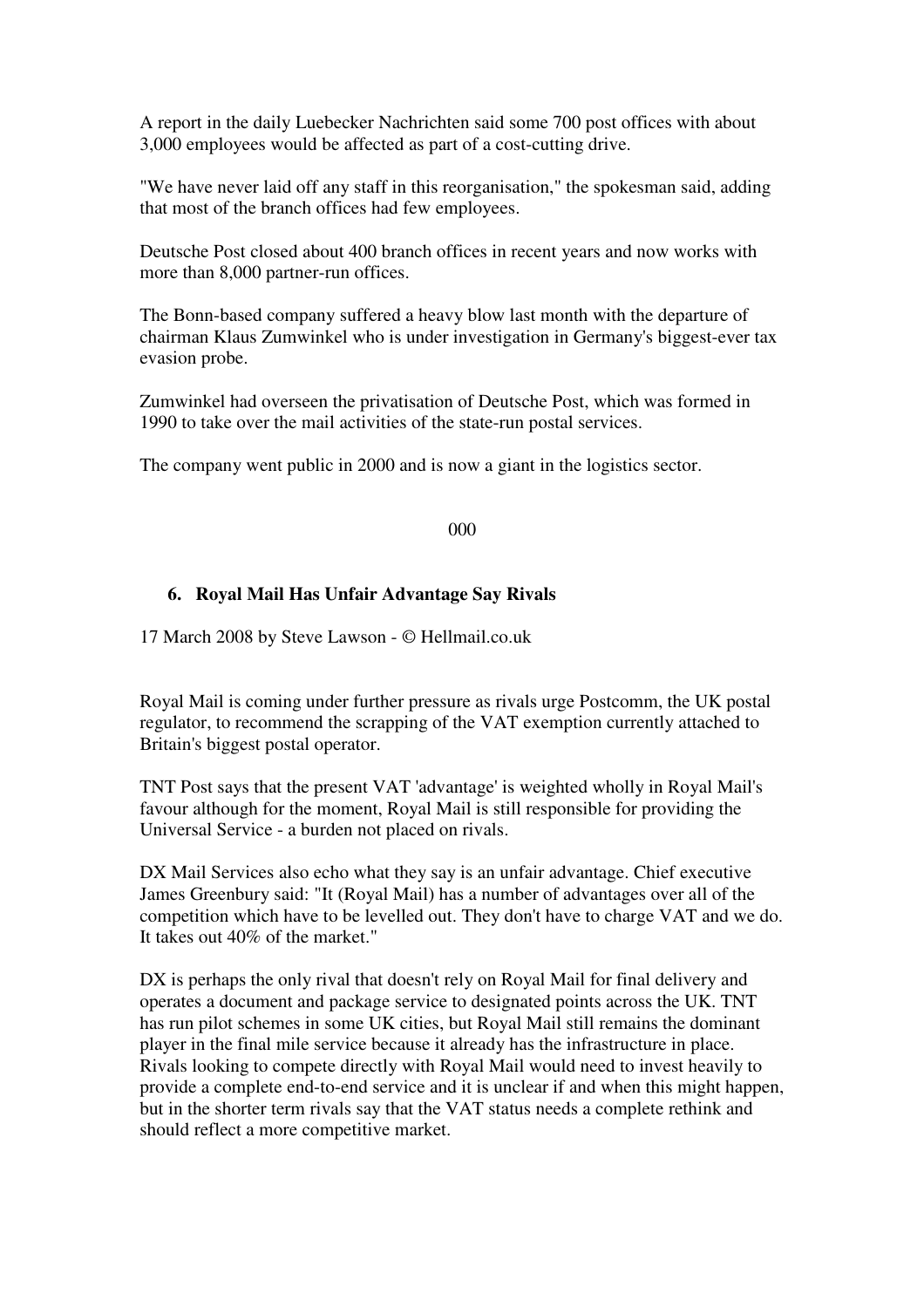A report in the daily Luebecker Nachrichten said some 700 post offices with about 3,000 employees would be affected as part of a cost-cutting drive.

"We have never laid off any staff in this reorganisation," the spokesman said, adding that most of the branch offices had few employees.

Deutsche Post closed about 400 branch offices in recent years and now works with more than 8,000 partner-run offices.

The Bonn-based company suffered a heavy blow last month with the departure of chairman Klaus Zumwinkel who is under investigation in Germany's biggest-ever tax evasion probe.

Zumwinkel had overseen the privatisation of Deutsche Post, which was formed in 1990 to take over the mail activities of the state-run postal services.

The company went public in 2000 and is now a giant in the logistics sector.

000

### 6. Royal Mail Has Unfair Advantage Say Rivals

17 March 2008 by Steve Lawson - © Hellmail.co.uk

Royal Mail is coming under further pressure as rivals urge Postcomm, the UK postal regulator, to recommend the scrapping of the VAT exemption currently attached to Britain's biggest postal operator.

TNT Post says that the present VAT 'advantage' is weighted wholly in Royal Mail's favour although for the moment, Royal Mail is still responsible for providing the Universal Service - a burden not placed on rivals.

DX Mail Services also echo what they say is an unfair advantage. Chief executive James Greenbury said: "It (Royal Mail) has a number of advantages over all of the competition which have to be levelled out. They don't have to charge VAT and we do. It takes out 40% of the market."

DX is perhaps the only rival that doesn't rely on Royal Mail for final delivery and operates a document and package service to designated points across the UK. TNT has run pilot schemes in some UK cities, but Royal Mail still remains the dominant player in the final mile service because it already has the infrastructure in place. Rivals looking to compete directly with Royal Mail would need to invest heavily to provide a complete end-to-end service and it is unclear if and when this might happen, but in the shorter term rivals say that the VAT status needs a complete rethink and should reflect a more competitive market.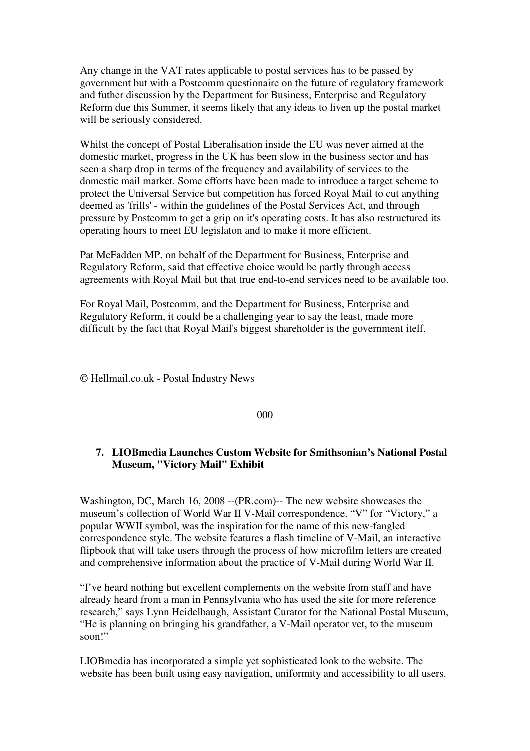Any change in the VAT rates applicable to postal services has to be passed by government but with a Postcomm questionaire on the future of regulatory framework and futher discussion by the Department for Business, Enterprise and Regulatory Reform due this Summer, it seems likely that any ideas to liven up the postal market will be seriously considered.

Whilst the concept of Postal Liberalisation inside the EU was never aimed at the domestic market, progress in the UK has been slow in the business sector and has seen a sharp drop in terms of the frequency and availability of services to the domestic mail market. Some efforts have been made to introduce a target scheme to protect the Universal Service but competition has forced Royal Mail to cut anything deemed as 'frills' - within the guidelines of the Postal Services Act, and through pressure by Postcomm to get a grip on it's operating costs. It has also restructured its operating hours to meet EU legislaton and to make it more efficient.

Pat McFadden MP, on behalf of the Department for Business, Enterprise and Regulatory Reform, said that effective choice would be partly through access agreements with Royal Mail but that true end-to-end services need to be available too.

For Royal Mail, Postcomm, and the Department for Business, Enterprise and Regulatory Reform, it could be a challenging year to say the least, made more difficult by the fact that Royal Mail's biggest shareholder is the government itelf.

© Hellmail.co.uk - Postal Industry News

000

### 7. LIOBmedia Launches Custom Website for Smithsonian's National Postal Museum, "Victory Mail" Exhibit

Washington, DC, March 16, 2008 --(PR.com)-- The new website showcases the museum's collection of World War II V-Mail correspondence. "V" for "Victory," a popular WWII symbol, was the inspiration for the name of this new-fangled correspondence style. The website features a flash timeline of V-Mail, an interactive flipbook that will take users through the process of how microfilm letters are created and comprehensive information about the practice of V-Mail during World War II.

"I've heard nothing but excellent complements on the website from staff and have already heard from a man in Pennsylvania who has used the site for more reference research," says Lynn Heidelbaugh, Assistant Curator for the National Postal Museum, "He is planning on bringing his grandfather, a V-Mail operator vet, to the museum soon!"

LIOBmedia has incorporated a simple yet sophisticated look to the website. The website has been built using easy navigation, uniformity and accessibility to all users.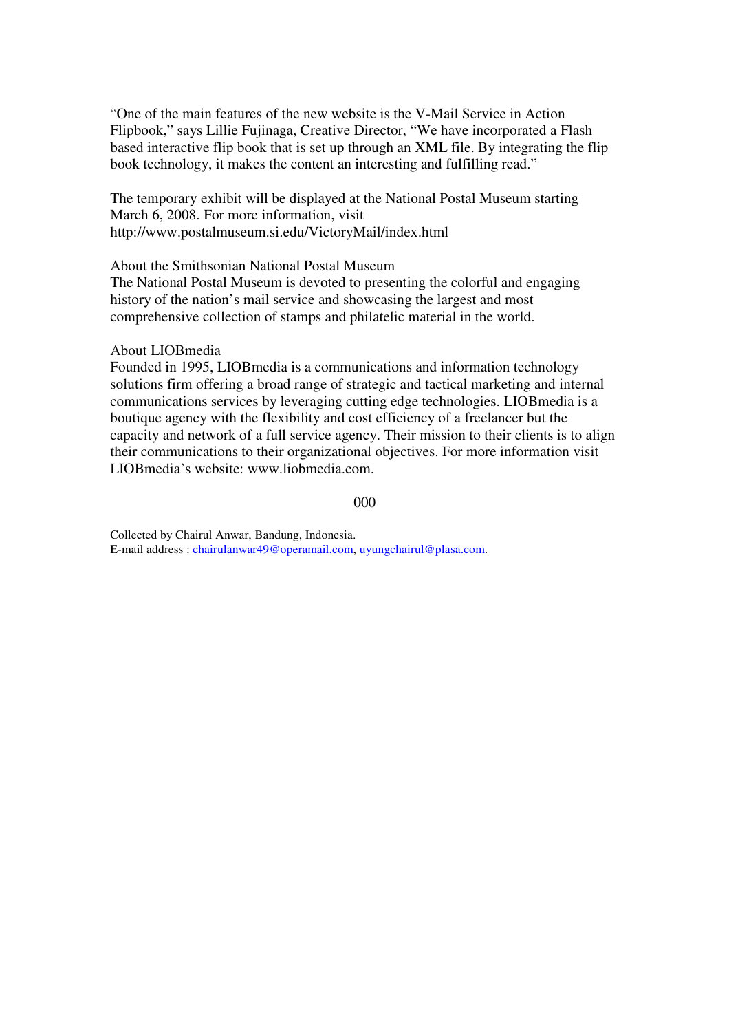"One of the main features of the new website is the V-Mail Service in Action Flipbook," says Lillie Fujinaga, Creative Director, "We have incorporated a Flash based interactive flip book that is set up through an XML file. By integrating the flip book technology, it makes the content an interesting and fulfilling read."

The temporary exhibit will be displayed at the National Postal Museum starting March 6, 2008. For more information, visit http://www.postalmuseum.si.edu/VictoryMail/index.html

About the Smithsonian National Postal Museum
The National Postal Museum is devoted to presenting the colorful and engaging history of the nation's mail service and showcasing the largest and most comprehensive collection of stamps and philatelic material in the world.

About LIOBmedia
Founded in 1995, LIOBmedia is a communications and information technology solutions firm offering a broad range of strategic and tactical marketing and internal communications services by leveraging cutting edge technologies. LIOBmedia is a boutique agency with the flexibility and cost efficiency of a freelancer but the capacity and network of a full service agency. Their mission to their clients is to align their communications to their organizational objectives. For more information visit LIOBmedia's website: www.liobmedia.com.

000

Collected by Chairul Anwar, Bandung, Indonesia.
E-mail address : chairulanwar49@operamail.com, uyungchairul@plasa.com.